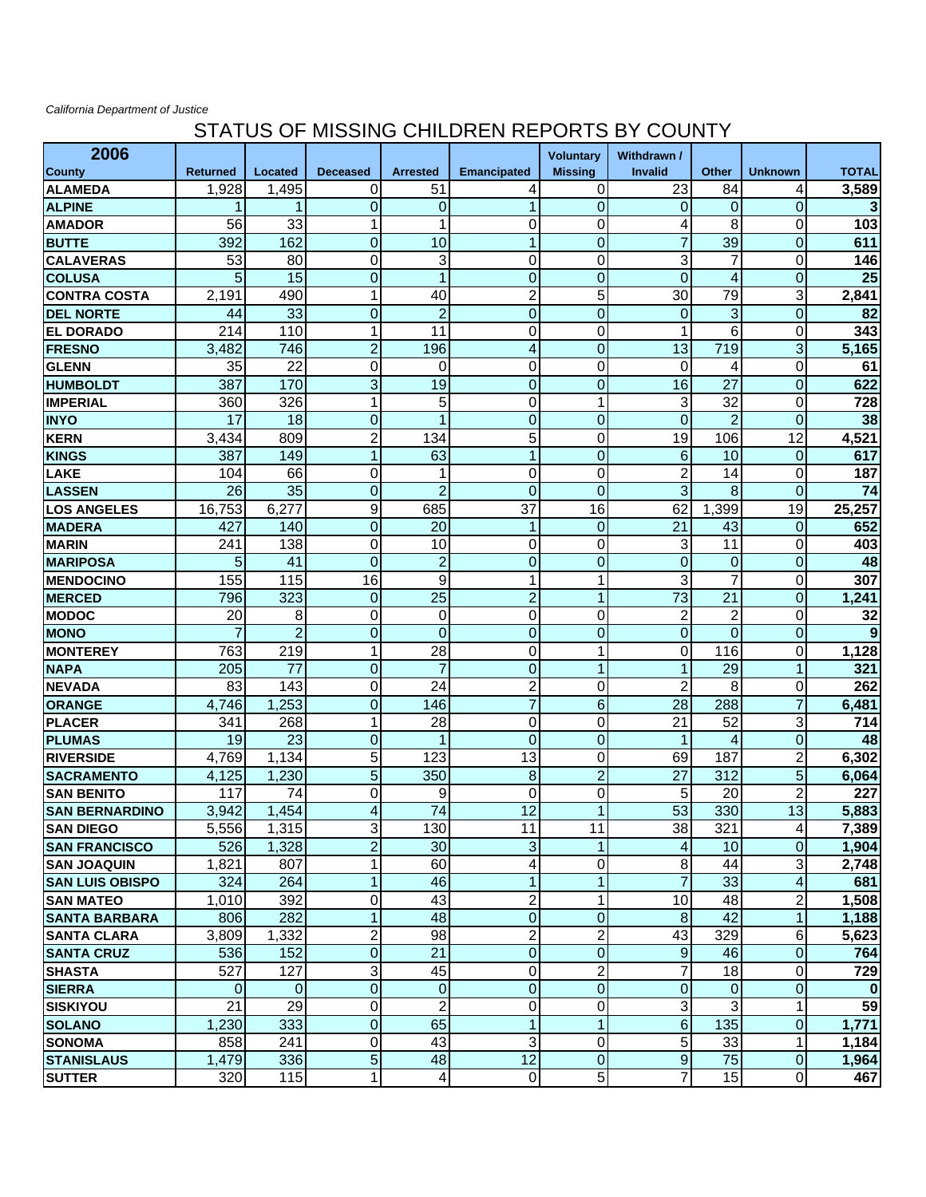*California Department of Justice*

# STATUS OF MISSING CHILDREN REPORTS BY COUNTY

| 2006 County | Returned | Located | Deceased | Arrested | Emancipated | Voluntary Missing | Withdrawn / Invalid | Other | Unknown | TOTAL |
|---|---|---|---|---|---|---|---|---|---|---|
| ALAMEDA | 1,928 | 1,495 | 0 | 51 | 4 | 0 | 23 | 84 | 4 | **3,589** |
| ALPINE | 1 | 1 | 0 | 0 | 1 | 0 | 0 | 0 | 0 | **3** |
| AMADOR | 56 | 33 | 1 | 1 | 0 | 0 | 4 | 8 | 0 | **103** |
| BUTTE | 392 | 162 | 0 | 10 | 1 | 0 | 7 | 39 | 0 | **611** |
| CALAVERAS | 53 | 80 | 0 | 3 | 0 | 0 | 3 | 7 | 0 | **146** |
| COLUSA | 5 | 15 | 0 | 1 | 0 | 0 | 0 | 4 | 0 | **25** |
| CONTRA COSTA | 2,191 | 490 | 1 | 40 | 2 | 5 | 30 | 79 | 3 | **2,841** |
| DEL NORTE | 44 | 33 | 0 | 2 | 0 | 0 | 0 | 3 | 0 | **82** |
| EL DORADO | 214 | 110 | 1 | 11 | 0 | 0 | 1 | 6 | 0 | **343** |
| FRESNO | 3,482 | 746 | 2 | 196 | 4 | 0 | 13 | 719 | 3 | **5,165** |
| GLENN | 35 | 22 | 0 | 0 | 0 | 0 | 0 | 4 | 0 | **61** |
| HUMBOLDT | 387 | 170 | 3 | 19 | 0 | 0 | 16 | 27 | 0 | **622** |
| IMPERIAL | 360 | 326 | 1 | 5 | 0 | 1 | 3 | 32 | 0 | **728** |
| INYO | 17 | 18 | 0 | 1 | 0 | 0 | 0 | 2 | 0 | **38** |
| KERN | 3,434 | 809 | 2 | 134 | 5 | 0 | 19 | 106 | 12 | **4,521** |
| KINGS | 387 | 149 | 1 | 63 | 1 | 0 | 6 | 10 | 0 | **617** |
| LAKE | 104 | 66 | 0 | 1 | 0 | 0 | 2 | 14 | 0 | **187** |
| LASSEN | 26 | 35 | 0 | 2 | 0 | 0 | 3 | 8 | 0 | **74** |
| LOS ANGELES | 16,753 | 6,277 | 9 | 685 | 37 | 16 | 62 | 1,399 | 19 | **25,257** |
| MADERA | 427 | 140 | 0 | 20 | 1 | 0 | 21 | 43 | 0 | **652** |
| MARIN | 241 | 138 | 0 | 10 | 0 | 0 | 3 | 11 | 0 | **403** |
| MARIPOSA | 5 | 41 | 0 | 2 | 0 | 0 | 0 | 0 | 0 | **48** |
| MENDOCINO | 155 | 115 | 16 | 9 | 1 | 1 | 3 | 7 | 0 | **307** |
| MERCED | 796 | 323 | 0 | 25 | 2 | 1 | 73 | 21 | 0 | **1,241** |
| MODOC | 20 | 8 | 0 | 0 | 0 | 0 | 2 | 2 | 0 | **32** |
| MONO | 7 | 2 | 0 | 0 | 0 | 0 | 0 | 0 | 0 | **9** |
| MONTEREY | 763 | 219 | 1 | 28 | 0 | 1 | 0 | 116 | 0 | **1,128** |
| NAPA | 205 | 77 | 0 | 7 | 0 | 1 | 1 | 29 | 1 | **321** |
| NEVADA | 83 | 143 | 0 | 24 | 2 | 0 | 2 | 8 | 0 | **262** |
| ORANGE | 4,746 | 1,253 | 0 | 146 | 7 | 6 | 28 | 288 | 7 | **6,481** |
| PLACER | 341 | 268 | 1 | 28 | 0 | 0 | 21 | 52 | 3 | **714** |
| PLUMAS | 19 | 23 | 0 | 1 | 0 | 0 | 1 | 4 | 0 | **48** |
| RIVERSIDE | 4,769 | 1,134 | 5 | 123 | 13 | 0 | 69 | 187 | 2 | **6,302** |
| SACRAMENTO | 4,125 | 1,230 | 5 | 350 | 8 | 2 | 27 | 312 | 5 | **6,064** |
| SAN BENITO | 117 | 74 | 0 | 9 | 0 | 0 | 5 | 20 | 2 | **227** |
| SAN BERNARDINO | 3,942 | 1,454 | 4 | 74 | 12 | 1 | 53 | 330 | 13 | **5,883** |
| SAN DIEGO | 5,556 | 1,315 | 3 | 130 | 11 | 11 | 38 | 321 | 4 | **7,389** |
| SAN FRANCISCO | 526 | 1,328 | 2 | 30 | 3 | 1 | 4 | 10 | 0 | **1,904** |
| SAN JOAQUIN | 1,821 | 807 | 1 | 60 | 4 | 0 | 8 | 44 | 3 | **2,748** |
| SAN LUIS OBISPO | 324 | 264 | 1 | 46 | 1 | 1 | 7 | 33 | 4 | **681** |
| SAN MATEO | 1,010 | 392 | 0 | 43 | 2 | 1 | 10 | 48 | 2 | **1,508** |
| SANTA BARBARA | 806 | 282 | 1 | 48 | 0 | 0 | 8 | 42 | 1 | **1,188** |
| SANTA CLARA | 3,809 | 1,332 | 2 | 98 | 2 | 2 | 43 | 329 | 6 | **5,623** |
| SANTA CRUZ | 536 | 152 | 0 | 21 | 0 | 0 | 9 | 46 | 0 | **764** |
| SHASTA | 527 | 127 | 3 | 45 | 0 | 2 | 7 | 18 | 0 | **729** |
| SIERRA | 0 | 0 | 0 | 0 | 0 | 0 | 0 | 0 | 0 | **0** |
| SISKIYOU | 21 | 29 | 0 | 2 | 0 | 0 | 3 | 3 | 1 | **59** |
| SOLANO | 1,230 | 333 | 0 | 65 | 1 | 1 | 6 | 135 | 0 | **1,771** |
| SONOMA | 858 | 241 | 0 | 43 | 3 | 0 | 5 | 33 | 1 | **1,184** |
| STANISLAUS | 1,479 | 336 | 5 | 48 | 12 | 0 | 9 | 75 | 0 | **1,964** |
| SUTTER | 320 | 115 | 1 | 4 | 0 | 5 | 7 | 15 | 0 | **467** |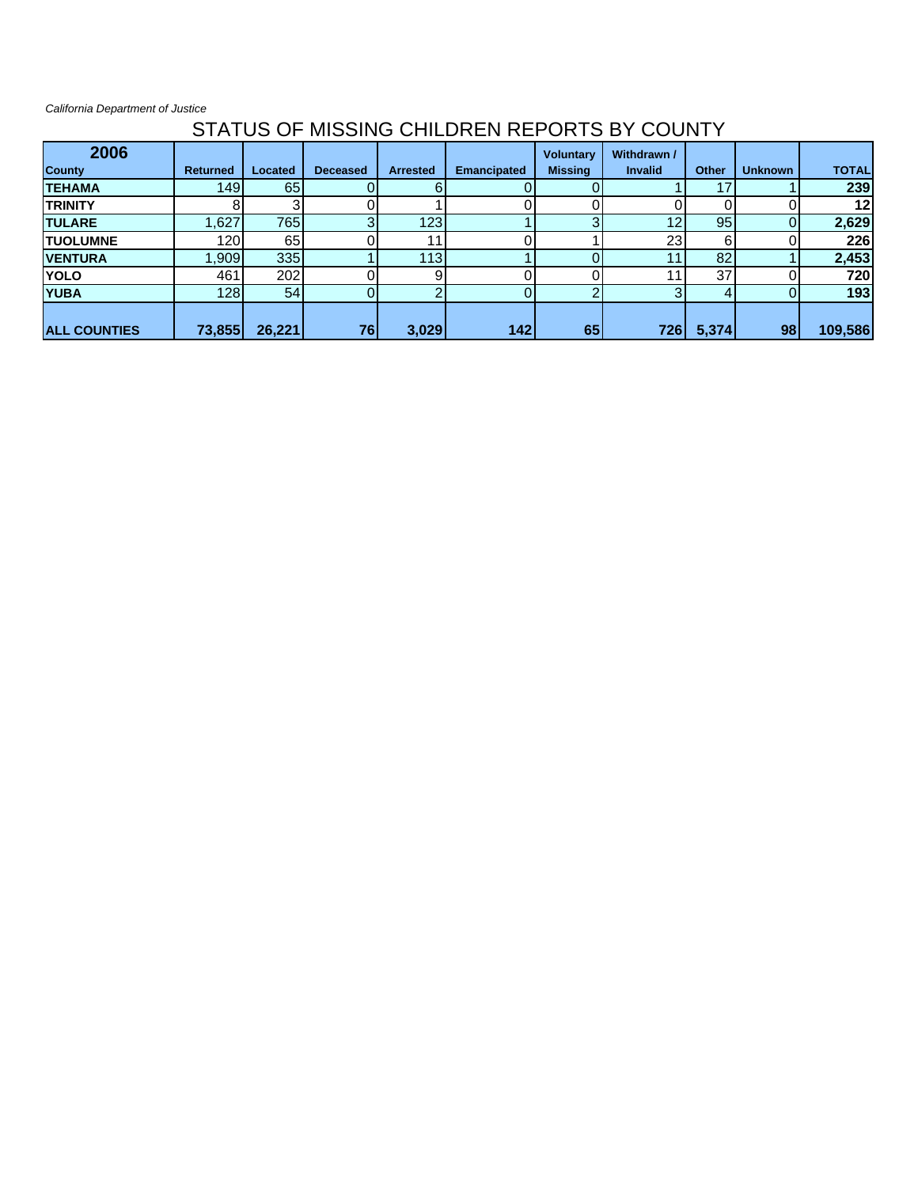*California Department of Justice*

# STATUS OF MISSING CHILDREN REPORTS BY COUNTY

| 2006<br>County | Returned | Located | Deceased | Arrested | Emancipated | Voluntary Missing | Withdrawn / Invalid | Other | Unknown | TOTAL |
|---|---|---|---|---|---|---|---|---|---|---|
| **TEHAMA** | 149 | 65 | 0 | 6 | 0 | 0 | 1 | 17 | 1 | **239** |
| **TRINITY** | 8 | 3 | 0 | 1 | 0 | 0 | 0 | 0 | 0 | **12** |
| **TULARE** | 1,627 | 765 | 3 | 123 | 1 | 3 | 12 | 95 | 0 | **2,629** |
| **TUOLUMNE** | 120 | 65 | 0 | 11 | 0 | 1 | 23 | 6 | 0 | **226** |
| **VENTURA** | 1,909 | 335 | 1 | 113 | 1 | 0 | 11 | 82 | 1 | **2,453** |
| **YOLO** | 461 | 202 | 0 | 9 | 0 | 0 | 11 | 37 | 0 | **720** |
| **YUBA** | 128 | 54 | 0 | 2 | 0 | 2 | 3 | 4 | 0 | **193** |
| **ALL COUNTIES** | **73,855** | **26,221** | **76** | **3,029** | **142** | **65** | **726** | **5,374** | **98** | **109,586** |